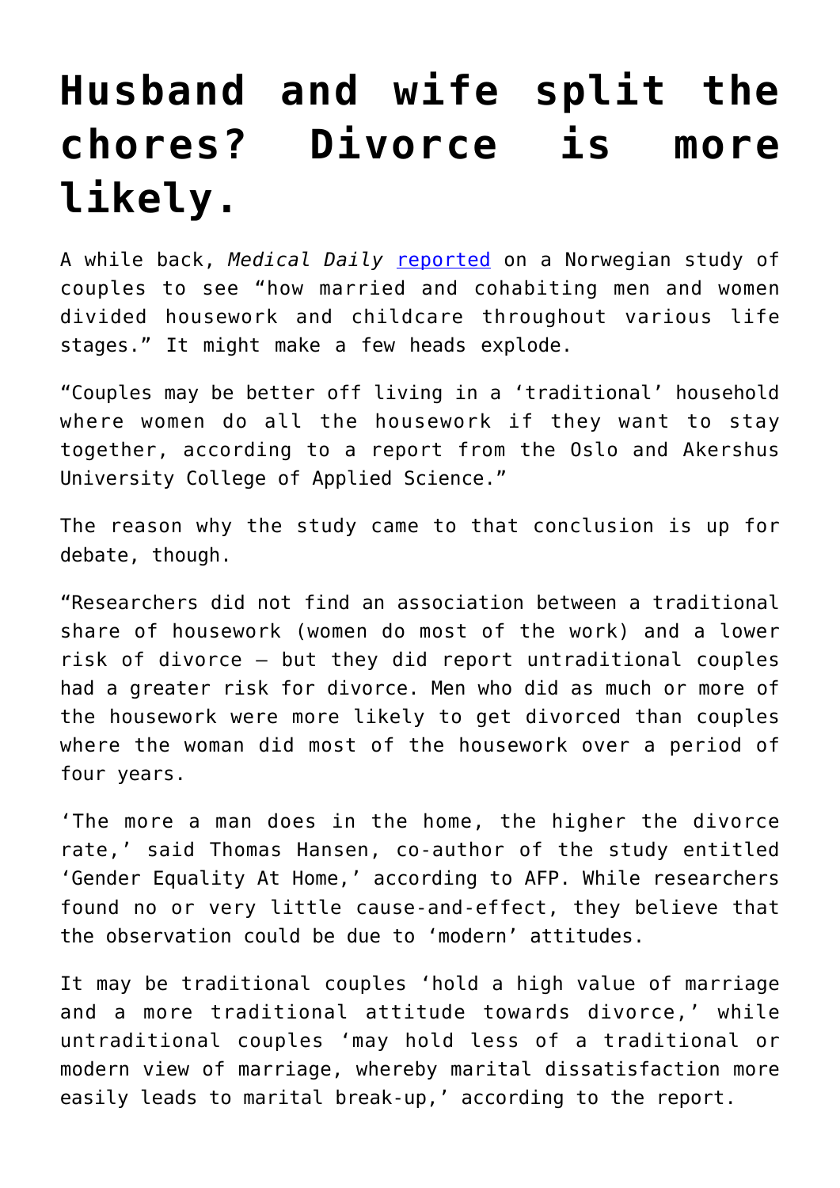# Husband and wife split the chores? Divorce is more likely.

A while back, *Medical Daily* reported on a Norwegian study of couples to see "how married and cohabiting men and women divided housework and childcare throughout various life stages." It might make a few heads explode.

"Couples may be better off living in a 'traditional' household where women do all the housework if they want to stay together, according to a report from the Oslo and Akershus University College of Applied Science."

The reason why the study came to that conclusion is up for debate, though.

"Researchers did not find an association between a traditional share of housework (women do most of the work) and a lower risk of divorce — but they did report untraditional couples had a greater risk for divorce. Men who did as much or more of the housework were more likely to get divorced than couples where the woman did most of the housework over a period of four years.

'The more a man does in the home, the higher the divorce rate,' said Thomas Hansen, co-author of the study entitled 'Gender Equality At Home,' according to AFP. While researchers found no or very little cause-and-effect, they believe that the observation could be due to 'modern' attitudes.

It may be traditional couples 'hold a high value of marriage and a more traditional attitude towards divorce,' while untraditional couples 'may hold less of a traditional or modern view of marriage, whereby marital dissatisfaction more easily leads to marital break-up,' according to the report.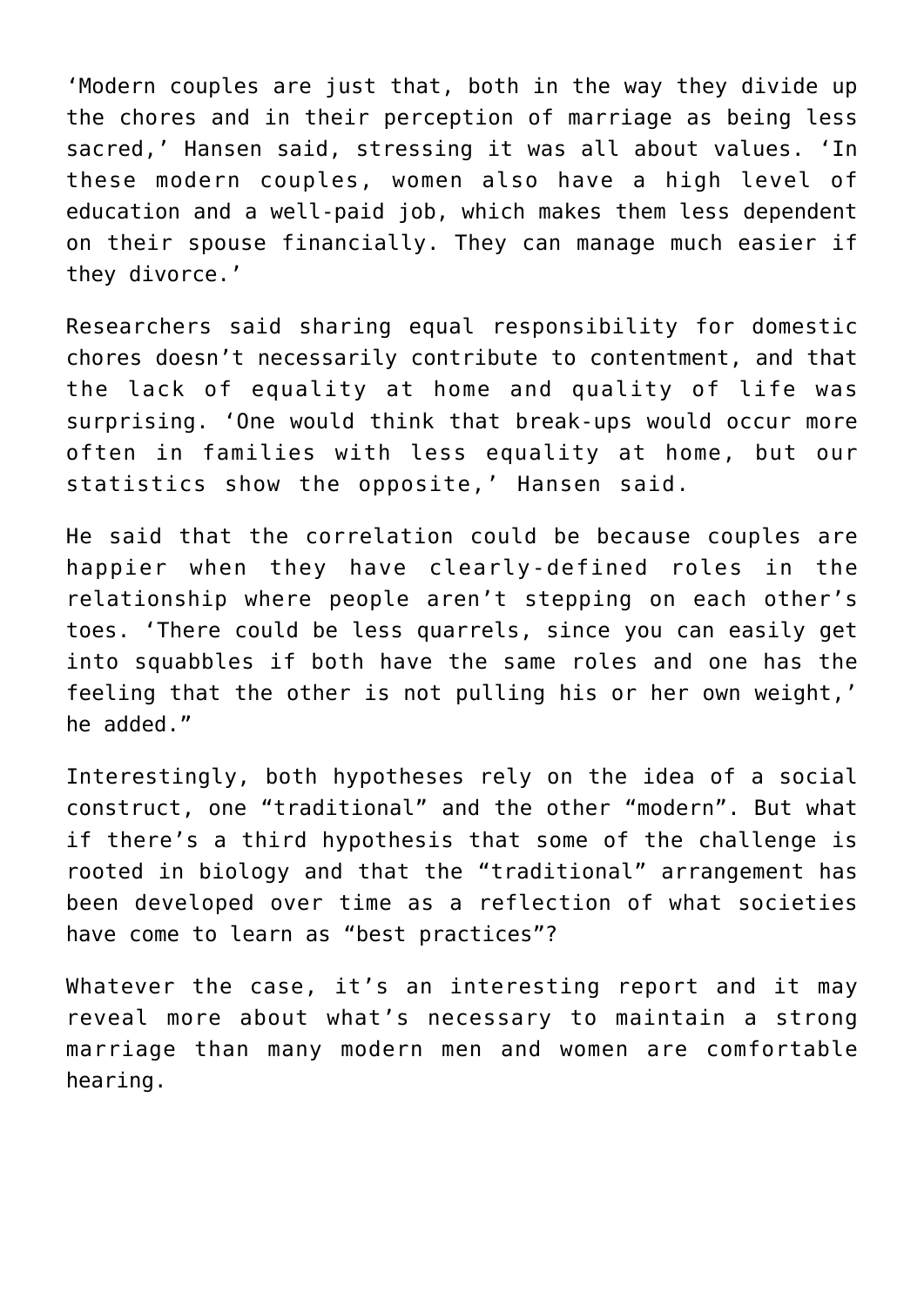'Modern couples are just that, both in the way they divide up the chores and in their perception of marriage as being less sacred,' Hansen said, stressing it was all about values. 'In these modern couples, women also have a high level of education and a well-paid job, which makes them less dependent on their spouse financially. They can manage much easier if they divorce.'

Researchers said sharing equal responsibility for domestic chores doesn't necessarily contribute to contentment, and that the lack of equality at home and quality of life was surprising. 'One would think that break-ups would occur more often in families with less equality at home, but our statistics show the opposite,' Hansen said.

He said that the correlation could be because couples are happier when they have clearly-defined roles in the relationship where people aren't stepping on each other's toes. 'There could be less quarrels, since you can easily get into squabbles if both have the same roles and one has the feeling that the other is not pulling his or her own weight,' he added."

Interestingly, both hypotheses rely on the idea of a social construct, one "traditional" and the other "modern". But what if there's a third hypothesis that some of the challenge is rooted in biology and that the "traditional" arrangement has been developed over time as a reflection of what societies have come to learn as "best practices"?

Whatever the case, it's an interesting report and it may reveal more about what's necessary to maintain a strong marriage than many modern men and women are comfortable hearing.